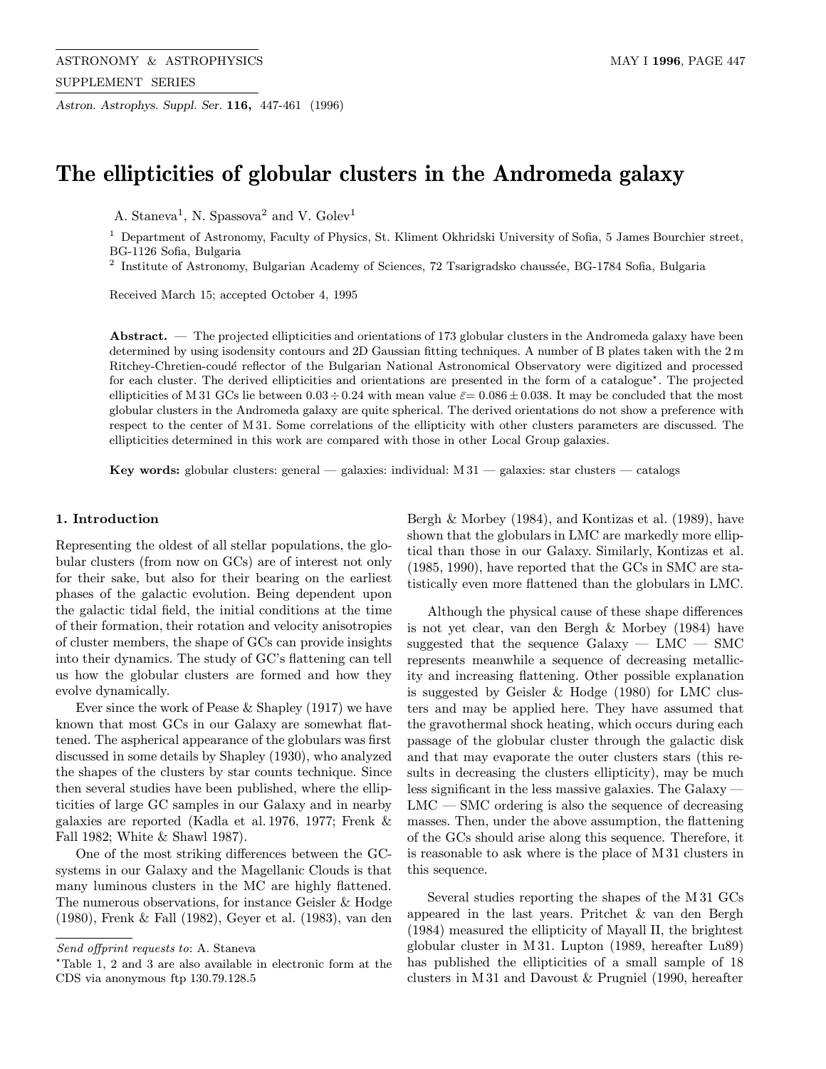# The ellipticities of globular clusters in the Andromeda galaxy

A. Staneva[1], N. Spassova[2] and V. Golev[1]

[1] Department of Astronomy, Faculty of Physics, St. Kliment Okhridski University of Sofia, 5 James Bourchier street, BG-1126 Sofia, Bulgaria

[2] Institute of Astronomy, Bulgarian Academy of Sciences, 72 Tsarigradsko chaussée, BG-1784 Sofia, Bulgaria

Received March 15; accepted October 4, 1995

**Abstract.** — The projected ellipticities and orientations of 173 globular clusters in the Andromeda galaxy have been determined by using isodensity contours and 2D Gaussian fitting techniques. A number of B plates taken with the 2 m Ritchey-Chretien-coudé reflector of the Bulgarian National Astronomical Observatory were digitized and processed for each cluster. The derived ellipticities and orientations are presented in the form of a catalogue*. The projected ellipticities of M 31 GCs lie between $0.03 \div 0.24$ with mean value $\bar{\varepsilon} = 0.086 \pm 0.038$. It may be concluded that the most globular clusters in the Andromeda galaxy are quite spherical. The derived orientations do not show a preference with respect to the center of M 31. Some correlations of the ellipticity with other clusters parameters are discussed. The ellipticities determined in this work are compared with those in other Local Group galaxies.

**Key words:** globular clusters: general — galaxies: individual: M 31 — galaxies: star clusters — catalogs

## 1. Introduction

Representing the oldest of all stellar populations, the globular clusters (from now on GCs) are of interest not only for their sake, but also for their bearing on the earliest phases of the galactic evolution. Being dependent upon the galactic tidal field, the initial conditions at the time of their formation, their rotation and velocity anisotropies of cluster members, the shape of GCs can provide insights into their dynamics. The study of GC's flattening can tell us how the globular clusters are formed and how they evolve dynamically.

Ever since the work of Pease & Shapley (1917) we have known that most GCs in our Galaxy are somewhat flattened. The aspherical appearance of the globulars was first discussed in some details by Shapley (1930), who analyzed the shapes of the clusters by star counts technique. Since then several studies have been published, where the ellipticities of large GC samples in our Galaxy and in nearby galaxies are reported (Kadla et al. 1976, 1977; Frenk & Fall 1982; White & Shawl 1987).

One of the most striking differences between the GC-systems in our Galaxy and the Magellanic Clouds is that many luminous clusters in the MC are highly flattened. The numerous observations, for instance Geisler & Hodge (1980), Frenk & Fall (1982), Geyer et al. (1983), van den Bergh & Morbey (1984), and Kontizas et al. (1989), have shown that the globulars in LMC are markedly more elliptical than those in our Galaxy. Similarly, Kontizas et al. (1985, 1990), have reported that the GCs in SMC are statistically even more flattened than the globulars in LMC.

Although the physical cause of these shape differences is not yet clear, van den Bergh & Morbey (1984) have suggested that the sequence Galaxy — LMC — SMC represents meanwhile a sequence of decreasing metallicity and increasing flattening. Other possible explanation is suggested by Geisler & Hodge (1980) for LMC clusters and may be applied here. They have assumed that the gravothermal shock heating, which occurs during each passage of the globular cluster through the galactic disk and that may evaporate the outer clusters stars (this results in decreasing the clusters ellipticity), may be much less significant in the less massive galaxies. The Galaxy — LMC — SMC ordering is also the sequence of decreasing masses. Then, under the above assumption, the flattening of the GCs should arise along this sequence. Therefore, it is reasonable to ask where is the place of M 31 clusters in this sequence.

Several studies reporting the shapes of the M 31 GCs appeared in the last years. Pritchet & van den Bergh (1984) measured the ellipticity of Mayall II, the brightest globular cluster in M 31. Lupton (1989, hereafter Lu89) has published the ellipticities of a small sample of 18 clusters in M 31 and Davoust & Prugniel (1990, hereafter

---

*Send offprint requests to*: A. Staneva

*Table 1, 2 and 3 are also available in electronic form at the CDS via anonymous ftp 130.79.128.5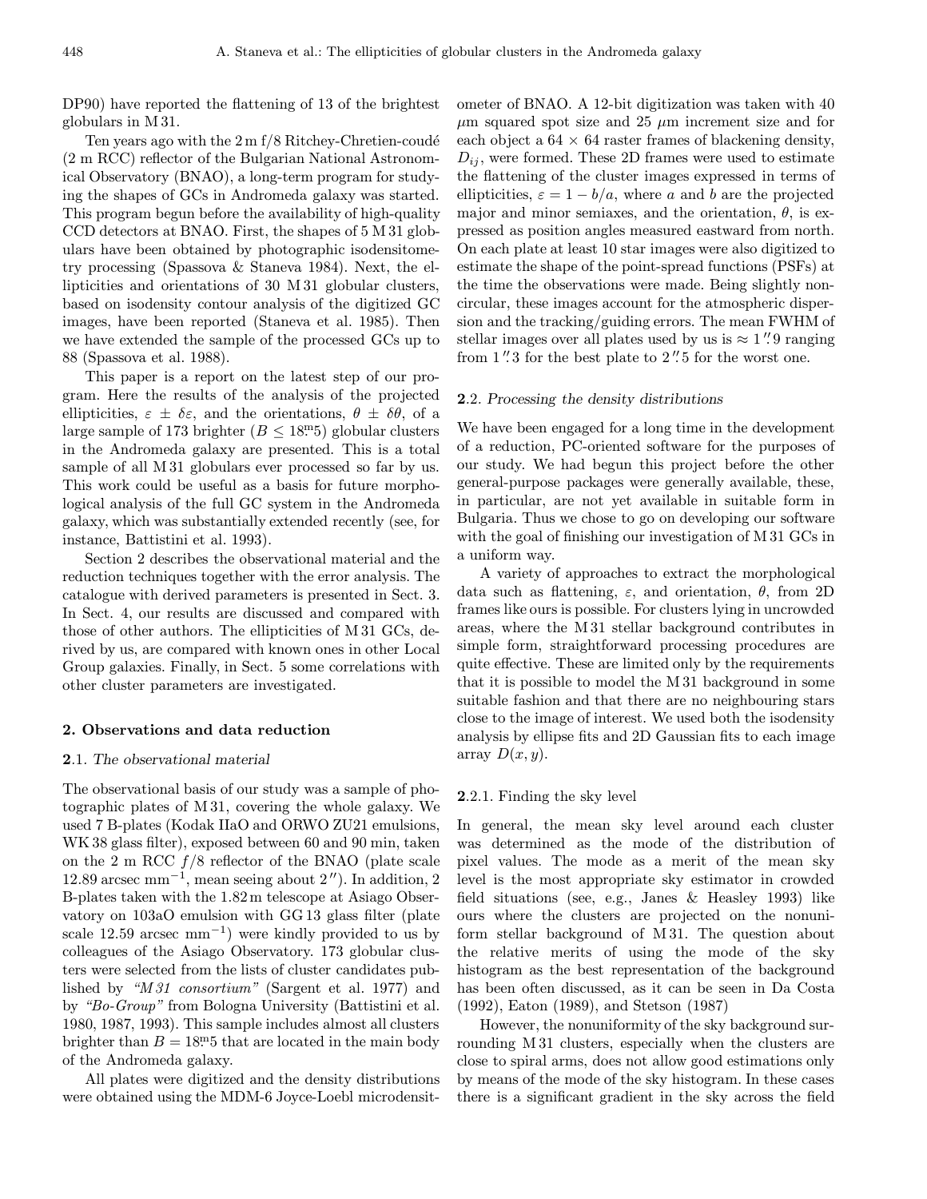DP90) have reported the flattening of 13 of the brightest globulars in M 31.

Ten years ago with the 2 m f/8 Ritchey-Chretien-coudé (2 m RCC) reflector of the Bulgarian National Astronomical Observatory (BNAO), a long-term program for studying the shapes of GCs in Andromeda galaxy was started. This program begun before the availability of high-quality CCD detectors at BNAO. First, the shapes of 5 M 31 globulars have been obtained by photographic isodensitometry processing (Spassova & Staneva 1984). Next, the ellipticities and orientations of 30 M 31 globular clusters, based on isodensity contour analysis of the digitized GC images, have been reported (Staneva et al. 1985). Then we have extended the sample of the processed GCs up to 88 (Spassova et al. 1988).

This paper is a report on the latest step of our program. Here the results of the analysis of the projected ellipticities, $\varepsilon \pm \delta\varepsilon$, and the orientations, $\theta \pm \delta\theta$, of a large sample of 173 brighter ($B \leq 18^{\rm m}\!.5$) globular clusters in the Andromeda galaxy are presented. This is a total sample of all M 31 globulars ever processed so far by us. This work could be useful as a basis for future morphological analysis of the full GC system in the Andromeda galaxy, which was substantially extended recently (see, for instance, Battistini et al. 1993).

Section 2 describes the observational material and the reduction techniques together with the error analysis. The catalogue with derived parameters is presented in Sect. 3. In Sect. 4, our results are discussed and compared with those of other authors. The ellipticities of M 31 GCs, derived by us, are compared with known ones in other Local Group galaxies. Finally, in Sect. 5 some correlations with other cluster parameters are investigated.

## 2. Observations and data reduction

### 2.1. *The observational material*

The observational basis of our study was a sample of photographic plates of M 31, covering the whole galaxy. We used 7 B-plates (Kodak IIaO and ORWO ZU21 emulsions, WK 38 glass filter), exposed between 60 and 90 min, taken on the 2 m RCC $f/8$ reflector of the BNAO (plate scale 12.89 arcsec mm$^{-1}$, mean seeing about $2''$). In addition, 2 B-plates taken with the 1.82 m telescope at Asiago Observatory on 103aO emulsion with GG 13 glass filter (plate scale 12.59 arcsec mm$^{-1}$) were kindly provided to us by colleagues of the Asiago Observatory. 173 globular clusters were selected from the lists of cluster candidates published by *"M 31 consortium"* (Sargent et al. 1977) and by *"Bo-Group"* from Bologna University (Battistini et al. 1980, 1987, 1993). This sample includes almost all clusters brighter than $B = 18^{\rm m}\!.5$ that are located in the main body of the Andromeda galaxy.

All plates were digitized and the density distributions were obtained using the MDM-6 Joyce-Loebl microdensitometer of BNAO. A 12-bit digitization was taken with 40 $\mu$m squared spot size and 25 $\mu$m increment size and for each object a $64 \times 64$ raster frames of blackening density, $D_{ij}$, were formed. These 2D frames were used to estimate the flattening of the cluster images expressed in terms of ellipticities, $\varepsilon = 1 - b/a$, where $a$ and $b$ are the projected major and minor semiaxes, and the orientation, $\theta$, is expressed as position angles measured eastward from north. On each plate at least 10 star images were also digitized to estimate the shape of the point-spread functions (PSFs) at the time the observations were made. Being slightly noncircular, these images account for the atmospheric dispersion and the tracking/guiding errors. The mean FWHM of stellar images over all plates used by us is $\approx 1\farcs9$ ranging from $1\farcs3$ for the best plate to $2\farcs5$ for the worst one.

### 2.2. *Processing the density distributions*

We have been engaged for a long time in the development of a reduction, PC-oriented software for the purposes of our study. We had begun this project before the other general-purpose packages were generally available, these, in particular, are not yet available in suitable form in Bulgaria. Thus we chose to go on developing our software with the goal of finishing our investigation of M 31 GCs in a uniform way.

A variety of approaches to extract the morphological data such as flattening, $\varepsilon$, and orientation, $\theta$, from 2D frames like ours is possible. For clusters lying in uncrowded areas, where the M 31 stellar background contributes in simple form, straightforward processing procedures are quite effective. These are limited only by the requirements that it is possible to model the M 31 background in some suitable fashion and that there are no neighbouring stars close to the image of interest. We used both the isodensity analysis by ellipse fits and 2D Gaussian fits to each image array $D(x, y)$.

#### 2.2.1. Finding the sky level

In general, the mean sky level around each cluster was determined as the mode of the distribution of pixel values. The mode as a merit of the mean sky level is the most appropriate sky estimator in crowded field situations (see, e.g., Janes & Heasley 1993) like ours where the clusters are projected on the nonuniform stellar background of M 31. The question about the relative merits of using the mode of the sky histogram as the best representation of the background has been often discussed, as it can be seen in Da Costa (1992), Eaton (1989), and Stetson (1987)

However, the nonuniformity of the sky background surrounding M 31 clusters, especially when the clusters are close to spiral arms, does not allow good estimations only by means of the mode of the sky histogram. In these cases there is a significant gradient in the sky across the field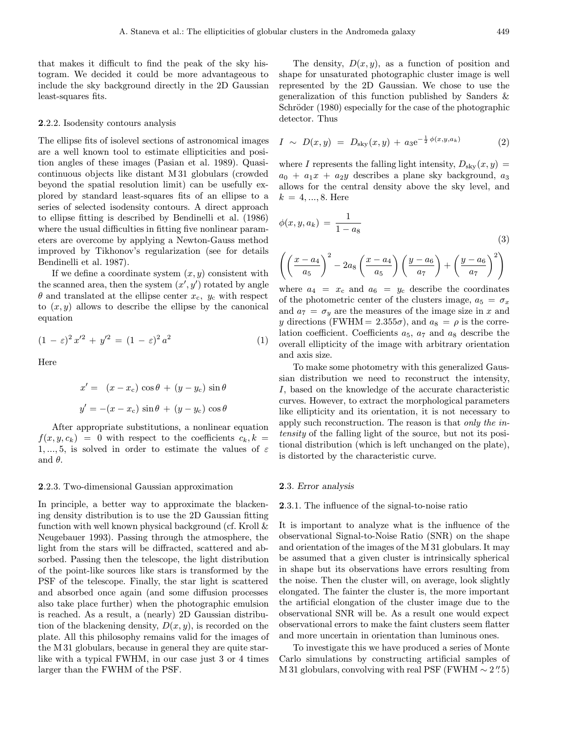that makes it difficult to find the peak of the sky histogram. We decided it could be more advantageous to include the sky background directly in the 2D Gaussian least-squares fits.

### 2.2.2. Isodensity contours analysis

The ellipse fits of isolevel sections of astronomical images are a well known tool to estimate ellipticities and position angles of these images (Pasian et al. 1989). Quasi-continuous objects like distant M 31 globulars (crowded beyond the spatial resolution limit) can be usefully explored by standard least-squares fits of an ellipse to a series of selected isodensity contours. A direct approach to ellipse fitting is described by Bendinelli et al. (1986) where the usual difficulties in fitting five nonlinear parameters are overcome by applying a Newton-Gauss method improved by Tikhonov's regularization (see for details Bendinelli et al. 1987).

If we define a coordinate system $(x, y)$ consistent with the scanned area, then the system $(x', y')$ rotated by angle $\theta$ and translated at the ellipse center $x_c$, $y_c$ with respect to $(x, y)$ allows to describe the ellipse by the canonical equation

$$(1 - \varepsilon)^2 \, x'^2 + y'^2 = (1 - \varepsilon)^2 \, a^2 \tag{1}$$

Here

$$x' = \ (x - x_c) \cos\theta + (y - y_c) \sin\theta$$

$$y' = -(x - x_c) \sin\theta + (y - y_c) \cos\theta$$

After appropriate substitutions, a nonlinear equation $f(x, y, c_k) = 0$ with respect to the coefficients $c_k, k = 1, ..., 5$, is solved in order to estimate the values of $\varepsilon$ and $\theta$.

### 2.2.3. Two-dimensional Gaussian approximation

In principle, a better way to approximate the blackening density distribution is to use the 2D Gaussian fitting function with well known physical background (cf. Kroll & Neugebauer 1993). Passing through the atmosphere, the light from the stars will be diffracted, scattered and absorbed. Passing then the telescope, the light distribution of the point-like sources like stars is transformed by the PSF of the telescope. Finally, the star light is scattered and absorbed once again (and some diffusion processes also take place further) when the photographic emulsion is reached. As a result, a (nearly) 2D Gaussian distribution of the blackening density, $D(x, y)$, is recorded on the plate. All this philosophy remains valid for the images of the M 31 globulars, because in general they are quite star-like with a typical FWHM, in our case just 3 or 4 times larger than the FWHM of the PSF.

The density, $D(x, y)$, as a function of position and shape for unsaturated photographic cluster image is well represented by the 2D Gaussian. We chose to use the generalization of this function published by Sanders & Schröder (1980) especially for the case of the photographic detector. Thus

$$I \ \sim \ D(x, y) \ = \ D_{\rm sky}(x, y) \ + \ a_3 {\rm e}^{-\frac{1}{2}\,\phi(x, y, a_k)} \tag{2}$$

where $I$ represents the falling light intensity, $D_{\rm sky}(x, y) = a_0 + a_1 x + a_2 y$ describes a plane sky background, $a_3$ allows for the central density above the sky level, and $k = 4, ..., 8$. Here

$$\phi(x, y, a_k) \ = \ \frac{1}{1 - a_8} \left( \left( \frac{x - a_4}{a_5} \right)^2 - 2a_8 \left( \frac{x - a_4}{a_5} \right) \left( \frac{y - a_6}{a_7} \right) + \left( \frac{y - a_6}{a_7} \right)^2 \right) \tag{3}$$

where $a_4 = x_c$ and $a_6 = y_c$ describe the coordinates of the photometric center of the clusters image, $a_5 = \sigma_x$ and $a_7 = \sigma_y$ are the measures of the image size in $x$ and $y$ directions (FWHM $= 2.355\sigma$), and $a_8 = \rho$ is the correlation coefficient. Coefficients $a_5$, $a_7$ and $a_8$ describe the overall ellipticity of the image with arbitrary orientation and axis size.

To make some photometry with this generalized Gaussian distribution we need to reconstruct the intensity, $I$, based on the knowledge of the accurate characteristic curves. However, to extract the morphological parameters like ellipticity and its orientation, it is not necessary to apply such reconstruction. The reason is that *only the intensity* of the falling light of the source, but not its positional distribution (which is left unchanged on the plate), is distorted by the characteristic curve.

## 2.3. *Error analysis*

### 2.3.1. The influence of the signal-to-noise ratio

It is important to analyze what is the influence of the observational Signal-to-Noise Ratio (SNR) on the shape and orientation of the images of the M 31 globulars. It may be assumed that a given cluster is intrinsically spherical in shape but its observations have errors resulting from the noise. Then the cluster will, on average, look slightly elongated. The fainter the cluster is, the more important the artificial elongation of the cluster image due to the observational SNR will be. As a result one would expect observational errors to make the faint clusters seem flatter and more uncertain in orientation than luminous ones.

To investigate this we have produced a series of Monte Carlo simulations by constructing artificial samples of M 31 globulars, convolving with real PSF (FWHM $\sim 2\farcs5$)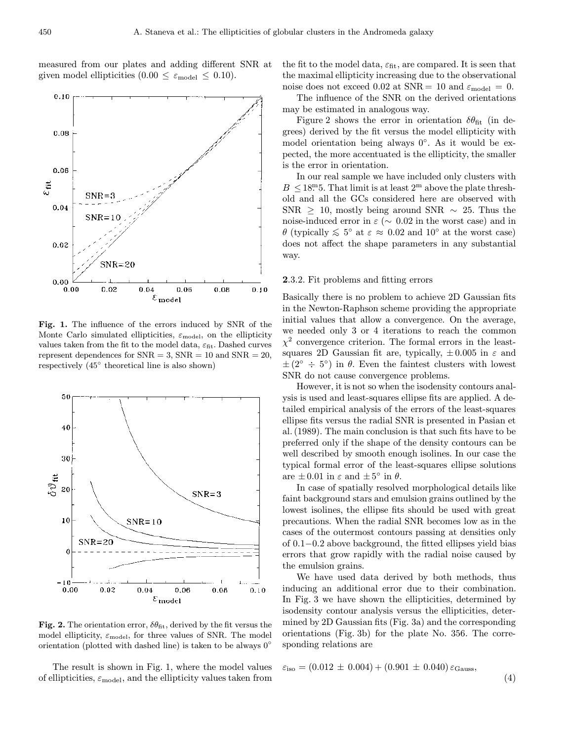measured from our plates and adding different SNR at given model ellipticities ($0.00 \leq \varepsilon_{\rm model} \leq 0.10$).

**Fig. 1.** The influence of the errors induced by SNR of the Monte Carlo simulated ellipticities, $\varepsilon_{\rm model}$, on the ellipticity values taken from the fit to the model data, $\varepsilon_{\rm fit}$. Dashed curves represent dependences for SNR = 3, SNR = 10 and SNR = 20, respectively (45° theoretical line is also shown)

**Fig. 2.** The orientation error, $\delta\theta_{\rm fit}$, derived by the fit versus the model ellipticity, $\varepsilon_{\rm model}$, for three values of SNR. The model orientation (plotted with dashed line) is taken to be always 0°

The result is shown in Fig. 1, where the model values of ellipticities, $\varepsilon_{\rm model}$, and the ellipticity values taken from the fit to the model data, $\varepsilon_{\rm fit}$, are compared. It is seen that the maximal ellipticity increasing due to the observational noise does not exceed 0.02 at SNR = 10 and $\varepsilon_{\rm model} = 0$.

The influence of the SNR on the derived orientations may be estimated in analogous way.

Figure 2 shows the error in orientation $\delta\theta_{\rm fit}$ (in degrees) derived by the fit versus the model ellipticity with model orientation being always 0°. As it would be expected, the more accentuated is the ellipticity, the smaller is the error in orientation.

In our real sample we have included only clusters with $B \leq 18\overset{\rm m}{.}5$. That limit is at least $2^{\rm m}$ above the plate threshold and all the GCs considered here are observed with SNR $\geq$ 10, mostly being around SNR $\sim$ 25. Thus the noise-induced error in $\varepsilon$ ($\sim$ 0.02 in the worst case) and in $\theta$ (typically $\lesssim 5°$ at $\varepsilon \approx 0.02$ and 10° at the worst case) does not affect the shape parameters in any substantial way.

### 2.3.2. Fit problems and fitting errors

Basically there is no problem to achieve 2D Gaussian fits in the Newton-Raphson scheme providing the appropriate initial values that allow a convergence. On the average, we needed only 3 or 4 iterations to reach the common $\chi^2$ convergence criterion. The formal errors in the least-squares 2D Gaussian fit are, typically, $\pm\,0.005$ in $\varepsilon$ and $\pm\,(2° \div 5°)$ in $\theta$. Even the faintest clusters with lowest SNR do not cause convergence problems.

However, it is not so when the isodensity contours analysis is used and least-squares ellipse fits are applied. A detailed empirical analysis of the errors of the least-squares ellipse fits versus the radial SNR is presented in Pasian et al. (1989). The main conclusion is that such fits have to be preferred only if the shape of the density contours can be well described by smooth enough isolines. In our case the typical formal error of the least-squares ellipse solutions are $\pm\,0.01$ in $\varepsilon$ and $\pm\,5°$ in $\theta$.

In case of spatially resolved morphological details like faint background stars and emulsion grains outlined by the lowest isolines, the ellipse fits should be used with great precautions. When the radial SNR becomes low as in the cases of the outermost contours passing at densities only of 0.1−0.2 above background, the fitted ellipses yield bias errors that grow rapidly with the radial noise caused by the emulsion grains.

We have used data derived by both methods, thus inducing an additional error due to their combination. In Fig. 3 we have shown the ellipticities, determined by isodensity contour analysis versus the ellipticities, determined by 2D Gaussian fits (Fig. 3a) and the corresponding orientations (Fig. 3b) for the plate No. 356. The corresponding relations are

$$\varepsilon_{\rm iso} = (0.012 \pm 0.004) + (0.901 \pm 0.040)\,\varepsilon_{\rm Gauss}, \tag{4}$$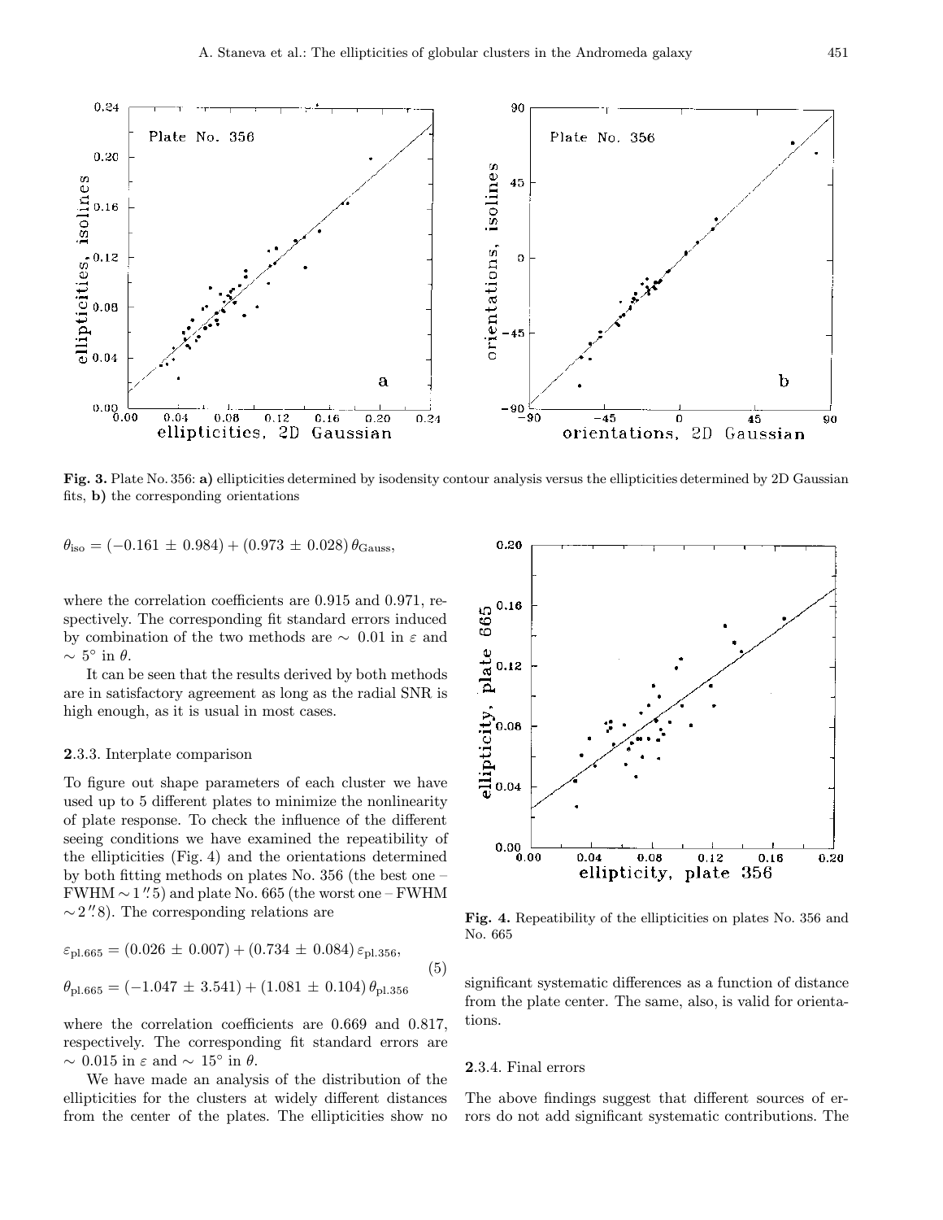Fig. 3. Plate No. 356: **a)** ellipticities determined by isodensity contour analysis versus the ellipticities determined by 2D Gaussian fits, **b)** the corresponding orientations

$$\theta_{\rm iso} = (-0.161 \pm 0.984) + (0.973 \pm 0.028)\,\theta_{\rm Gauss},$$

where the correlation coefficients are 0.915 and 0.971, respectively. The corresponding fit standard errors induced by combination of the two methods are $\sim 0.01$ in $\varepsilon$ and $\sim 5^\circ$ in $\theta$.

It can be seen that the results derived by both methods are in satisfactory agreement as long as the radial SNR is high enough, as it is usual in most cases.

### 2.3.3. Interplate comparison

To figure out shape parameters of each cluster we have used up to 5 different plates to minimize the nonlinearity of plate response. To check the influence of the different seeing conditions we have examined the repeatibility of the ellipticities (Fig. 4) and the orientations determined by both fitting methods on plates No. 356 (the best one – FWHM $\sim 1\farcs5$) and plate No. 665 (the worst one – FWHM $\sim 2\farcs8$). The corresponding relations are

$$\varepsilon_{\rm pl.665} = (0.026 \pm 0.007) + (0.734 \pm 0.084)\,\varepsilon_{\rm pl.356},$$
$$\theta_{\rm pl.665} = (-1.047 \pm 3.541) + (1.081 \pm 0.104)\,\theta_{\rm pl.356} \quad (5)$$

where the correlation coefficients are 0.669 and 0.817, respectively. The corresponding fit standard errors are $\sim 0.015$ in $\varepsilon$ and $\sim 15^\circ$ in $\theta$.

We have made an analysis of the distribution of the ellipticities for the clusters at widely different distances from the center of the plates. The ellipticities show no significant systematic differences as a function of distance from the plate center. The same, also, is valid for orientations.

Fig. 4. Repeatibility of the ellipticities on plates No. 356 and No. 665

### 2.3.4. Final errors

The above findings suggest that different sources of errors do not add significant systematic contributions. The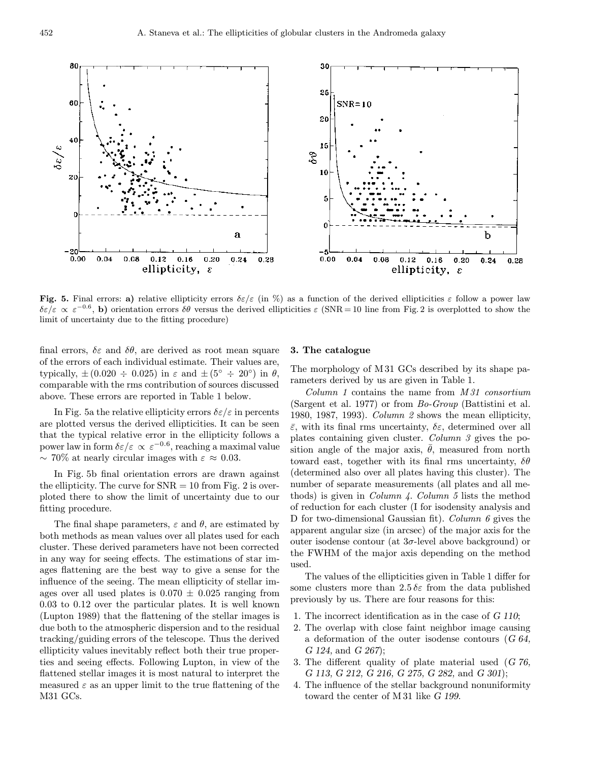**Fig. 5.** Final errors: **a)** relative ellipticity errors $\delta\varepsilon/\varepsilon$ (in %) as a function of the derived ellipticities $\varepsilon$ follow a power law $\delta\varepsilon/\varepsilon \propto \varepsilon^{-0.6}$, **b)** orientation errors $\delta\theta$ versus the derived ellipticities $\varepsilon$ (SNR = 10 line from Fig. 2 is overplotted to show the limit of uncertainty due to the fitting procedure)

final errors, $\delta\varepsilon$ and $\delta\theta$, are derived as root mean square of the errors of each individual estimate. Their values are, typically, $\pm(0.020 \div 0.025)$ in $\varepsilon$ and $\pm(5^\circ \div 20^\circ)$ in $\theta$, comparable with the rms contribution of sources discussed above. These errors are reported in Table 1 below.

In Fig. 5a the relative ellipticity errors $\delta\varepsilon/\varepsilon$ in percents are plotted versus the derived ellipticities. It can be seen that the typical relative error in the ellipticity follows a power law in form $\delta\varepsilon/\varepsilon \propto \varepsilon^{-0.6}$, reaching a maximal value $\sim 70\%$ at nearly circular images with $\varepsilon \approx 0.03$.

In Fig. 5b final orientation errors are drawn against the ellipticity. The curve for SNR = 10 from Fig. 2 is overploted there to show the limit of uncertainty due to our fitting procedure.

The final shape parameters, $\varepsilon$ and $\theta$, are estimated by both methods as mean values over all plates used for each cluster. These derived parameters have not been corrected in any way for seeing effects. The estimations of star images flattening are the best way to give a sense for the influence of the seeing. The mean ellipticity of stellar images over all used plates is $0.070 \pm 0.025$ ranging from 0.03 to 0.12 over the particular plates. It is well known (Lupton 1989) that the flattening of the stellar images is due both to the atmospheric dispersion and to the residual tracking/guiding errors of the telescope. Thus the derived ellipticity values inevitably reflect both their true properties and seeing effects. Following Lupton, in view of the flattened stellar images it is most natural to interpret the measured $\varepsilon$ as an upper limit to the true flattening of the M31 GCs.

## 3. The catalogue

The morphology of M31 GCs described by its shape parameters derived by us are given in Table 1.

*Column 1* contains the name from *M31 consortium* (Sargent et al. 1977) or from *Bo-Group* (Battistini et al. 1980, 1987, 1993). *Column 2* shows the mean ellipticity, $\bar{\varepsilon}$, with its final rms uncertainty, $\delta\varepsilon$, determined over all plates containing given cluster. *Column 3* gives the position angle of the major axis, $\bar{\theta}$, measured from north toward east, together with its final rms uncertainty, $\delta\theta$ (determined also over all plates having this cluster). The number of separate measurements (all plates and all methods) is given in *Column 4*. *Column 5* lists the method of reduction for each cluster (I for isodensity analysis and D for two-dimensional Gaussian fit). *Column 6* gives the apparent angular size (in arcsec) of the major axis for the outer isodense contour (at $3\sigma$-level above background) or the FWHM of the major axis depending on the method used.

The values of the ellipticities given in Table 1 differ for some clusters more than $2.5\,\delta\varepsilon$ from the data published previously by us. There are four reasons for this:

1. The incorrect identification as in the case of *G 110*;
2. The overlap with close faint neighbor image causing a deformation of the outer isodense contours (*G 64*, *G 124*, and *G 267*);
3. The different quality of plate material used (*G 76*, *G 113*, *G 212*, *G 216*, *G 275*, *G 282*, and *G 301*);
4. The influence of the stellar background nonuniformity toward the center of M31 like *G 199*.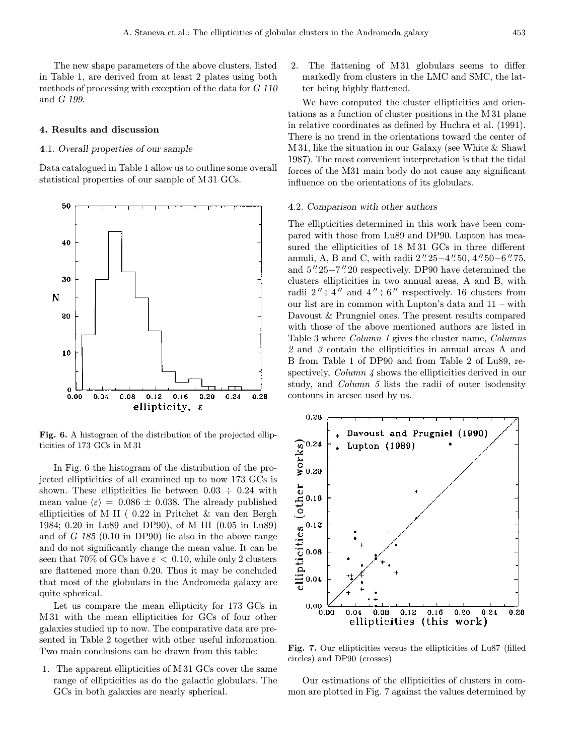The new shape parameters of the above clusters, listed in Table 1, are derived from at least 2 plates using both methods of processing with exception of the data for *G 110* and *G 199*.

## 4. Results and discussion

### 4.1. *Overall properties of our sample*

Data catalogued in Table 1 allow us to outline some overall statistical properties of our sample of M 31 GCs.

**Fig. 6.** A histogram of the distribution of the projected ellipticities of 173 GCs in M 31

In Fig. 6 the histogram of the distribution of the projected ellipticities of all examined up to now 173 GCs is shown. These ellipticities lie between 0.03 ÷ 0.24 with mean value $\langle\varepsilon\rangle = 0.086 \pm 0.038$. The already published ellipticities of M II ( 0.22 in Pritchet & van den Bergh 1984; 0.20 in Lu89 and DP90), of M III (0.05 in Lu89) and of *G 185* (0.10 in DP90) lie also in the above range and do not significantly change the mean value. It can be seen that 70% of GCs have $\varepsilon < 0.10$, while only 2 clusters are flattened more than 0.20. Thus it may be concluded that most of the globulars in the Andromeda galaxy are quite spherical.

Let us compare the mean ellipticity for 173 GCs in M 31 with the mean ellipticities for GCs of four other galaxies studied up to now. The comparative data are presented in Table 2 together with other useful information. Two main conclusions can be drawn from this table:

1. The apparent ellipticities of M 31 GCs cover the same range of ellipticities as do the galactic globulars. The GCs in both galaxies are nearly spherical.
2. The flattening of M 31 globulars seems to differ markedly from clusters in the LMC and SMC, the latter being highly flattened.

We have computed the cluster ellipticities and orientations as a function of cluster positions in the M 31 plane in relative coordinates as defined by Huchra et al. (1991). There is no trend in the orientations toward the center of M 31, like the situation in our Galaxy (see White & Shawl 1987). The most convenient interpretation is that the tidal forces of the M31 main body do not cause any significant influence on the orientations of its globulars.

### 4.2. *Comparison with other authors*

The ellipticities determined in this work have been compared with those from Lu89 and DP90. Lupton has measured the ellipticities of 18 M 31 GCs in three different annuli, A, B and C, with radii 2.″25–4.″50, 4.″50–6.″75, and 5.″25–7.″20 respectively. DP90 have determined the clusters ellipticities in two annual areas, A and B, with radii 2″÷ 4″ and 4″÷ 6″ respectively. 16 clusters from our list are in common with Lupton's data and 11 – with Davoust & Prugniel ones. The present results compared with those of the above mentioned authors are listed in Table 3 where *Column 1* gives the cluster name, *Columns 2* and *3* contain the ellipticities in annual areas A and B from Table 1 of DP90 and from Table 2 of Lu89, respectively, *Column 4* shows the ellipticities derived in our study, and *Column 5* lists the radii of outer isodensity contours in arcsec used by us.

**Fig. 7.** Our ellipticities versus the ellipticities of Lu87 (filled circles) and DP90 (crosses)

Our estimations of the ellipticities of clusters in common are plotted in Fig. 7 against the values determined by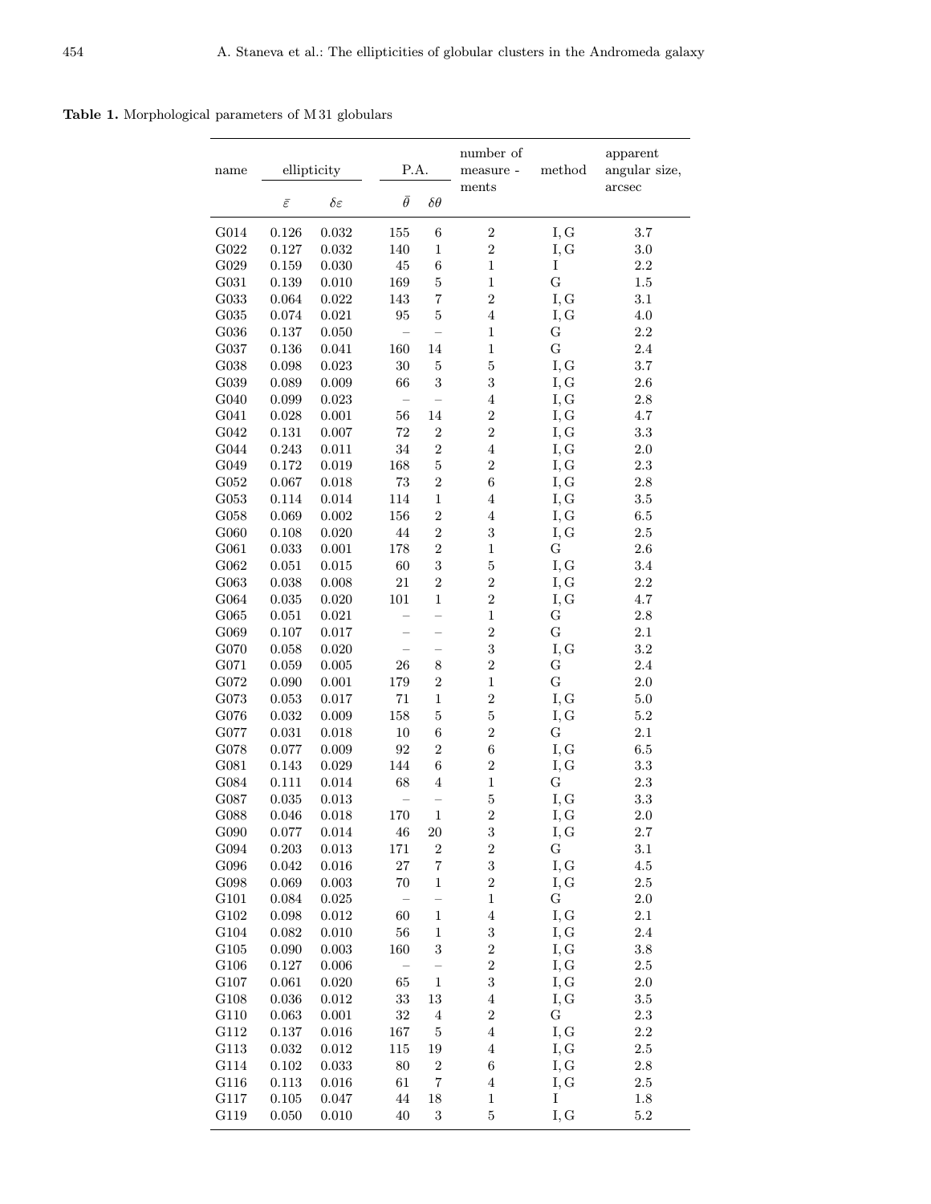**Table 1.** Morphological parameters of M 31 globulars

| name | ellipticity | | P.A. | | number of measure - ments | method | apparent angular size, arcsec |
|---|---|---|---|---|---|---|---|
| | $\bar{\varepsilon}$ | $\delta\varepsilon$ | $\bar{\theta}$ | $\delta\theta$ | | | |
| G014 | 0.126 | 0.032 | 155 | 6 | 2 | I, G | 3.7 |
| G022 | 0.127 | 0.032 | 140 | 1 | 2 | I, G | 3.0 |
| G029 | 0.159 | 0.030 | 45 | 6 | 1 | I | 2.2 |
| G031 | 0.139 | 0.010 | 169 | 5 | 1 | G | 1.5 |
| G033 | 0.064 | 0.022 | 143 | 7 | 2 | I, G | 3.1 |
| G035 | 0.074 | 0.021 | 95 | 5 | 4 | I, G | 4.0 |
| G036 | 0.137 | 0.050 | – | – | 1 | G | 2.2 |
| G037 | 0.136 | 0.041 | 160 | 14 | 1 | G | 2.4 |
| G038 | 0.098 | 0.023 | 30 | 5 | 5 | I, G | 3.7 |
| G039 | 0.089 | 0.009 | 66 | 3 | 3 | I, G | 2.6 |
| G040 | 0.099 | 0.023 | – | – | 4 | I, G | 2.8 |
| G041 | 0.028 | 0.001 | 56 | 14 | 2 | I, G | 4.7 |
| G042 | 0.131 | 0.007 | 72 | 2 | 2 | I, G | 3.3 |
| G044 | 0.243 | 0.011 | 34 | 2 | 4 | I, G | 2.0 |
| G049 | 0.172 | 0.019 | 168 | 5 | 2 | I, G | 2.3 |
| G052 | 0.067 | 0.018 | 73 | 2 | 6 | I, G | 2.8 |
| G053 | 0.114 | 0.014 | 114 | 1 | 4 | I, G | 3.5 |
| G058 | 0.069 | 0.002 | 156 | 2 | 4 | I, G | 6.5 |
| G060 | 0.108 | 0.020 | 44 | 2 | 3 | I, G | 2.5 |
| G061 | 0.033 | 0.001 | 178 | 2 | 1 | G | 2.6 |
| G062 | 0.051 | 0.015 | 60 | 3 | 5 | I, G | 3.4 |
| G063 | 0.038 | 0.008 | 21 | 2 | 2 | I, G | 2.2 |
| G064 | 0.035 | 0.020 | 101 | 1 | 2 | I, G | 4.7 |
| G065 | 0.051 | 0.021 | – | – | 1 | G | 2.8 |
| G069 | 0.107 | 0.017 | – | – | 2 | G | 2.1 |
| G070 | 0.058 | 0.020 | – | – | 3 | I, G | 3.2 |
| G071 | 0.059 | 0.005 | 26 | 8 | 2 | G | 2.4 |
| G072 | 0.090 | 0.001 | 179 | 2 | 1 | G | 2.0 |
| G073 | 0.053 | 0.017 | 71 | 1 | 2 | I, G | 5.0 |
| G076 | 0.032 | 0.009 | 158 | 5 | 5 | I, G | 5.2 |
| G077 | 0.031 | 0.018 | 10 | 6 | 2 | G | 2.1 |
| G078 | 0.077 | 0.009 | 92 | 2 | 6 | I, G | 6.5 |
| G081 | 0.143 | 0.029 | 144 | 6 | 2 | I, G | 3.3 |
| G084 | 0.111 | 0.014 | 68 | 4 | 1 | G | 2.3 |
| G087 | 0.035 | 0.013 | – | – | 5 | I, G | 3.3 |
| G088 | 0.046 | 0.018 | 170 | 1 | 2 | I, G | 2.0 |
| G090 | 0.077 | 0.014 | 46 | 20 | 3 | I, G | 2.7 |
| G094 | 0.203 | 0.013 | 171 | 2 | 2 | G | 3.1 |
| G096 | 0.042 | 0.016 | 27 | 7 | 3 | I, G | 4.5 |
| G098 | 0.069 | 0.003 | 70 | 1 | 2 | I, G | 2.5 |
| G101 | 0.084 | 0.025 | – | – | 1 | G | 2.0 |
| G102 | 0.098 | 0.012 | 60 | 1 | 4 | I, G | 2.1 |
| G104 | 0.082 | 0.010 | 56 | 1 | 3 | I, G | 2.4 |
| G105 | 0.090 | 0.003 | 160 | 3 | 2 | I, G | 3.8 |
| G106 | 0.127 | 0.006 | – | – | 2 | I, G | 2.5 |
| G107 | 0.061 | 0.020 | 65 | 1 | 3 | I, G | 2.0 |
| G108 | 0.036 | 0.012 | 33 | 13 | 4 | I, G | 3.5 |
| G110 | 0.063 | 0.001 | 32 | 4 | 2 | G | 2.3 |
| G112 | 0.137 | 0.016 | 167 | 5 | 4 | I, G | 2.2 |
| G113 | 0.032 | 0.012 | 115 | 19 | 4 | I, G | 2.5 |
| G114 | 0.102 | 0.033 | 80 | 2 | 6 | I, G | 2.8 |
| G116 | 0.113 | 0.016 | 61 | 7 | 4 | I, G | 2.5 |
| G117 | 0.105 | 0.047 | 44 | 18 | 1 | I | 1.8 |
| G119 | 0.050 | 0.010 | 40 | 3 | 5 | I, G | 5.2 |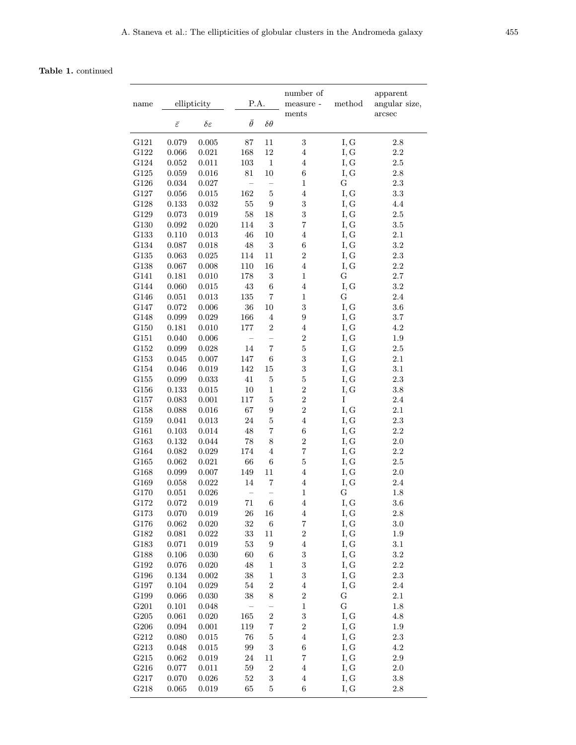**Table 1.** continued

| name | ellipticity | | P.A. | | number of measure - ments | method | apparent angular size, arcsec |
|---|---|---|---|---|---|---|---|
| | $\bar{\varepsilon}$ | $\delta\varepsilon$ | $\bar{\theta}$ | $\delta\theta$ | | | |
| G121 | 0.079 | 0.005 | 87 | 11 | 3 | I, G | 2.8 |
| G122 | 0.066 | 0.021 | 168 | 12 | 4 | I, G | 2.2 |
| G124 | 0.052 | 0.011 | 103 | 1 | 4 | I, G | 2.5 |
| G125 | 0.059 | 0.016 | 81 | 10 | 6 | I, G | 2.8 |
| G126 | 0.034 | 0.027 | – | – | 1 | G | 2.3 |
| G127 | 0.056 | 0.015 | 162 | 5 | 4 | I, G | 3.3 |
| G128 | 0.133 | 0.032 | 55 | 9 | 3 | I, G | 4.4 |
| G129 | 0.073 | 0.019 | 58 | 18 | 3 | I, G | 2.5 |
| G130 | 0.092 | 0.020 | 114 | 3 | 7 | I, G | 3.5 |
| G133 | 0.110 | 0.013 | 46 | 10 | 4 | I, G | 2.1 |
| G134 | 0.087 | 0.018 | 48 | 3 | 6 | I, G | 3.2 |
| G135 | 0.063 | 0.025 | 114 | 11 | 2 | I, G | 2.3 |
| G138 | 0.067 | 0.008 | 110 | 16 | 4 | I, G | 2.2 |
| G141 | 0.181 | 0.010 | 178 | 3 | 1 | G | 2.7 |
| G144 | 0.060 | 0.015 | 43 | 6 | 4 | I, G | 3.2 |
| G146 | 0.051 | 0.013 | 135 | 7 | 1 | G | 2.4 |
| G147 | 0.072 | 0.006 | 36 | 10 | 3 | I, G | 3.6 |
| G148 | 0.099 | 0.029 | 166 | 4 | 9 | I, G | 3.7 |
| G150 | 0.181 | 0.010 | 177 | 2 | 4 | I, G | 4.2 |
| G151 | 0.040 | 0.006 | – | – | 2 | I, G | 1.9 |
| G152 | 0.099 | 0.028 | 14 | 7 | 5 | I, G | 2.5 |
| G153 | 0.045 | 0.007 | 147 | 6 | 3 | I, G | 2.1 |
| G154 | 0.046 | 0.019 | 142 | 15 | 3 | I, G | 3.1 |
| G155 | 0.099 | 0.033 | 41 | 5 | 5 | I, G | 2.3 |
| G156 | 0.133 | 0.015 | 10 | 1 | 2 | I, G | 3.8 |
| G157 | 0.083 | 0.001 | 117 | 5 | 2 | I | 2.4 |
| G158 | 0.088 | 0.016 | 67 | 9 | 2 | I, G | 2.1 |
| G159 | 0.041 | 0.013 | 24 | 5 | 4 | I, G | 2.3 |
| G161 | 0.103 | 0.014 | 48 | 7 | 6 | I, G | 2.2 |
| G163 | 0.132 | 0.044 | 78 | 8 | 2 | I, G | 2.0 |
| G164 | 0.082 | 0.029 | 174 | 4 | 7 | I, G | 2.2 |
| G165 | 0.062 | 0.021 | 66 | 6 | 5 | I, G | 2.5 |
| G168 | 0.099 | 0.007 | 149 | 11 | 4 | I, G | 2.0 |
| G169 | 0.058 | 0.022 | 14 | 7 | 4 | I, G | 2.4 |
| G170 | 0.051 | 0.026 | – | – | 1 | G | 1.8 |
| G172 | 0.072 | 0.019 | 71 | 6 | 4 | I, G | 3.6 |
| G173 | 0.070 | 0.019 | 26 | 16 | 4 | I, G | 2.8 |
| G176 | 0.062 | 0.020 | 32 | 6 | 7 | I, G | 3.0 |
| G182 | 0.081 | 0.022 | 33 | 11 | 2 | I, G | 1.9 |
| G183 | 0.071 | 0.019 | 53 | 9 | 4 | I, G | 3.1 |
| G188 | 0.106 | 0.030 | 60 | 6 | 3 | I, G | 3.2 |
| G192 | 0.076 | 0.020 | 48 | 1 | 3 | I, G | 2.2 |
| G196 | 0.134 | 0.002 | 38 | 1 | 3 | I, G | 2.3 |
| G197 | 0.104 | 0.029 | 54 | 2 | 4 | I, G | 2.4 |
| G199 | 0.066 | 0.030 | 38 | 8 | 2 | G | 2.1 |
| G201 | 0.101 | 0.048 | – | – | 1 | G | 1.8 |
| G205 | 0.061 | 0.020 | 165 | 2 | 3 | I, G | 4.8 |
| G206 | 0.094 | 0.001 | 119 | 7 | 2 | I, G | 1.9 |
| G212 | 0.080 | 0.015 | 76 | 5 | 4 | I, G | 2.3 |
| G213 | 0.048 | 0.015 | 99 | 3 | 6 | I, G | 4.2 |
| G215 | 0.062 | 0.019 | 24 | 11 | 7 | I, G | 2.9 |
| G216 | 0.077 | 0.011 | 59 | 2 | 4 | I, G | 2.0 |
| G217 | 0.070 | 0.026 | 52 | 3 | 4 | I, G | 3.8 |
| G218 | 0.065 | 0.019 | 65 | 5 | 6 | I, G | 2.8 |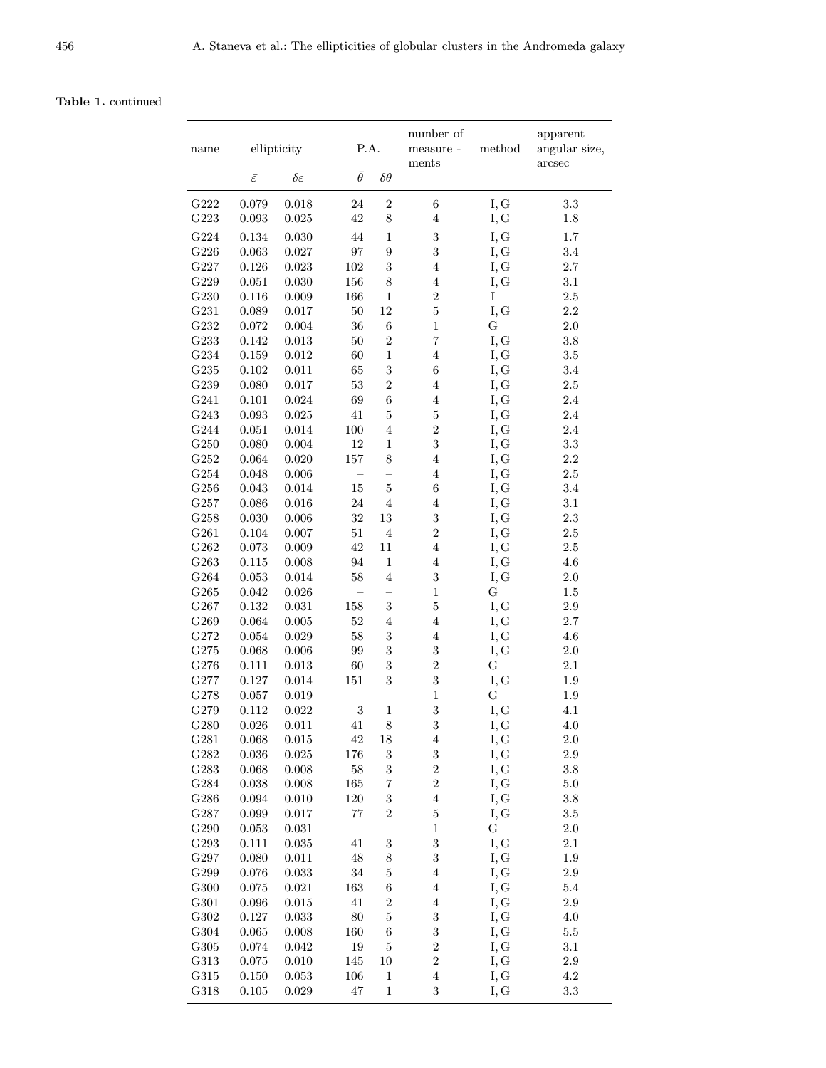**Table 1.** continued

| name | ellipticity | | P.A. | | number of measure - ments | method | apparent angular size, arcsec |
|---|---|---|---|---|---|---|---|
| | $\bar{\varepsilon}$ | $\delta\varepsilon$ | $\bar{\theta}$ | $\delta\theta$ | | | |
| G222 | 0.079 | 0.018 | 24 | 2 | 6 | I, G | 3.3 |
| G223 | 0.093 | 0.025 | 42 | 8 | 4 | I, G | 1.8 |
| G224 | 0.134 | 0.030 | 44 | 1 | 3 | I, G | 1.7 |
| G226 | 0.063 | 0.027 | 97 | 9 | 3 | I, G | 3.4 |
| G227 | 0.126 | 0.023 | 102 | 3 | 4 | I, G | 2.7 |
| G229 | 0.051 | 0.030 | 156 | 8 | 4 | I, G | 3.1 |
| G230 | 0.116 | 0.009 | 166 | 1 | 2 | I | 2.5 |
| G231 | 0.089 | 0.017 | 50 | 12 | 5 | I, G | 2.2 |
| G232 | 0.072 | 0.004 | 36 | 6 | 1 | G | 2.0 |
| G233 | 0.142 | 0.013 | 50 | 2 | 7 | I, G | 3.8 |
| G234 | 0.159 | 0.012 | 60 | 1 | 4 | I, G | 3.5 |
| G235 | 0.102 | 0.011 | 65 | 3 | 6 | I, G | 3.4 |
| G239 | 0.080 | 0.017 | 53 | 2 | 4 | I, G | 2.5 |
| G241 | 0.101 | 0.024 | 69 | 6 | 4 | I, G | 2.4 |
| G243 | 0.093 | 0.025 | 41 | 5 | 5 | I, G | 2.4 |
| G244 | 0.051 | 0.014 | 100 | 4 | 2 | I, G | 2.4 |
| G250 | 0.080 | 0.004 | 12 | 1 | 3 | I, G | 3.3 |
| G252 | 0.064 | 0.020 | 157 | 8 | 4 | I, G | 2.2 |
| G254 | 0.048 | 0.006 | – | – | 4 | I, G | 2.5 |
| G256 | 0.043 | 0.014 | 15 | 5 | 6 | I, G | 3.4 |
| G257 | 0.086 | 0.016 | 24 | 4 | 4 | I, G | 3.1 |
| G258 | 0.030 | 0.006 | 32 | 13 | 3 | I, G | 2.3 |
| G261 | 0.104 | 0.007 | 51 | 4 | 2 | I, G | 2.5 |
| G262 | 0.073 | 0.009 | 42 | 11 | 4 | I, G | 2.5 |
| G263 | 0.115 | 0.008 | 94 | 1 | 4 | I, G | 4.6 |
| G264 | 0.053 | 0.014 | 58 | 4 | 3 | I, G | 2.0 |
| G265 | 0.042 | 0.026 | – | – | 1 | G | 1.5 |
| G267 | 0.132 | 0.031 | 158 | 3 | 5 | I, G | 2.9 |
| G269 | 0.064 | 0.005 | 52 | 4 | 4 | I, G | 2.7 |
| G272 | 0.054 | 0.029 | 58 | 3 | 4 | I, G | 4.6 |
| G275 | 0.068 | 0.006 | 99 | 3 | 3 | I, G | 2.0 |
| G276 | 0.111 | 0.013 | 60 | 3 | 2 | G | 2.1 |
| G277 | 0.127 | 0.014 | 151 | 3 | 3 | I, G | 1.9 |
| G278 | 0.057 | 0.019 | – | – | 1 | G | 1.9 |
| G279 | 0.112 | 0.022 | 3 | 1 | 3 | I, G | 4.1 |
| G280 | 0.026 | 0.011 | 41 | 8 | 3 | I, G | 4.0 |
| G281 | 0.068 | 0.015 | 42 | 18 | 4 | I, G | 2.0 |
| G282 | 0.036 | 0.025 | 176 | 3 | 3 | I, G | 2.9 |
| G283 | 0.068 | 0.008 | 58 | 3 | 2 | I, G | 3.8 |
| G284 | 0.038 | 0.008 | 165 | 7 | 2 | I, G | 5.0 |
| G286 | 0.094 | 0.010 | 120 | 3 | 4 | I, G | 3.8 |
| G287 | 0.099 | 0.017 | 77 | 2 | 5 | I, G | 3.5 |
| G290 | 0.053 | 0.031 | – | – | 1 | G | 2.0 |
| G293 | 0.111 | 0.035 | 41 | 3 | 3 | I, G | 2.1 |
| G297 | 0.080 | 0.011 | 48 | 8 | 3 | I, G | 1.9 |
| G299 | 0.076 | 0.033 | 34 | 5 | 4 | I, G | 2.9 |
| G300 | 0.075 | 0.021 | 163 | 6 | 4 | I, G | 5.4 |
| G301 | 0.096 | 0.015 | 41 | 2 | 4 | I, G | 2.9 |
| G302 | 0.127 | 0.033 | 80 | 5 | 3 | I, G | 4.0 |
| G304 | 0.065 | 0.008 | 160 | 6 | 3 | I, G | 5.5 |
| G305 | 0.074 | 0.042 | 19 | 5 | 2 | I, G | 3.1 |
| G313 | 0.075 | 0.010 | 145 | 10 | 2 | I, G | 2.9 |
| G315 | 0.150 | 0.053 | 106 | 1 | 4 | I, G | 4.2 |
| G318 | 0.105 | 0.029 | 47 | 1 | 3 | I, G | 3.3 |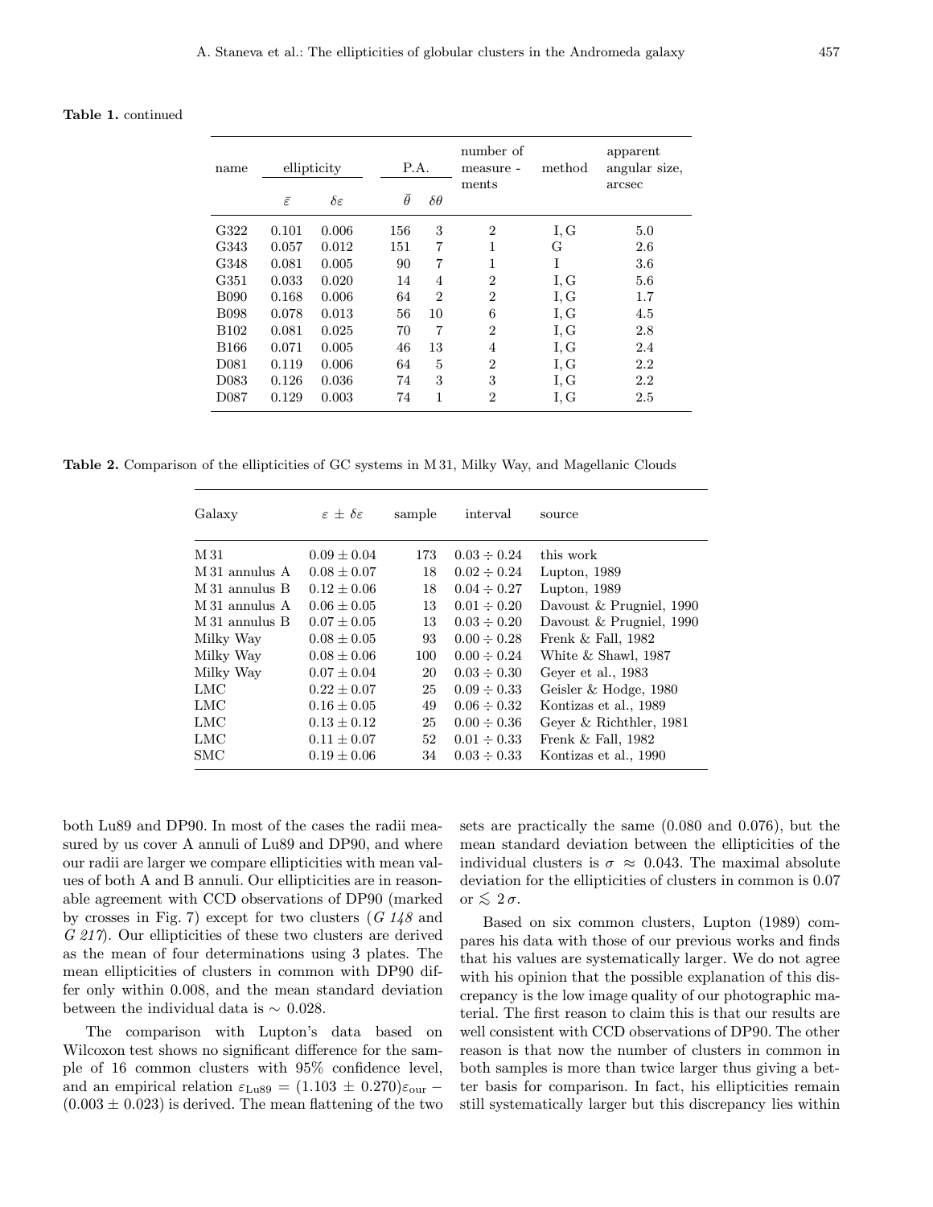**Table 1.** continued

| name | ellipticity | | P.A. | | number of measure - ments | method | apparent angular size, arcsec |
|---|---|---|---|---|---|---|---|
| | $\bar{\varepsilon}$ | $\delta\varepsilon$ | $\bar{\theta}$ | $\delta\theta$ | | | |
| G322 | 0.101 | 0.006 | 156 | 3 | 2 | I, G | 5.0 |
| G343 | 0.057 | 0.012 | 151 | 7 | 1 | G | 2.6 |
| G348 | 0.081 | 0.005 | 90 | 7 | 1 | I | 3.6 |
| G351 | 0.033 | 0.020 | 14 | 4 | 2 | I, G | 5.6 |
| B090 | 0.168 | 0.006 | 64 | 2 | 2 | I, G | 1.7 |
| B098 | 0.078 | 0.013 | 56 | 10 | 6 | I, G | 4.5 |
| B102 | 0.081 | 0.025 | 70 | 7 | 2 | I, G | 2.8 |
| B166 | 0.071 | 0.005 | 46 | 13 | 4 | I, G | 2.4 |
| D081 | 0.119 | 0.006 | 64 | 5 | 2 | I, G | 2.2 |
| D083 | 0.126 | 0.036 | 74 | 3 | 3 | I, G | 2.2 |
| D087 | 0.129 | 0.003 | 74 | 1 | 2 | I, G | 2.5 |

**Table 2.** Comparison of the ellipticities of GC systems in M 31, Milky Way, and Magellanic Clouds

| Galaxy | $\varepsilon \pm \delta\varepsilon$ | sample | interval | source |
|---|---|---|---|---|
| M 31 | $0.09 \pm 0.04$ | 173 | $0.03 \div 0.24$ | this work |
| M 31 annulus A | $0.08 \pm 0.07$ | 18 | $0.02 \div 0.24$ | Lupton, 1989 |
| M 31 annulus B | $0.12 \pm 0.06$ | 18 | $0.04 \div 0.27$ | Lupton, 1989 |
| M 31 annulus A | $0.06 \pm 0.05$ | 13 | $0.01 \div 0.20$ | Davoust & Prugniel, 1990 |
| M 31 annulus B | $0.07 \pm 0.05$ | 13 | $0.03 \div 0.20$ | Davoust & Prugniel, 1990 |
| Milky Way | $0.08 \pm 0.05$ | 93 | $0.00 \div 0.28$ | Frenk & Fall, 1982 |
| Milky Way | $0.08 \pm 0.06$ | 100 | $0.00 \div 0.24$ | White & Shawl, 1987 |
| Milky Way | $0.07 \pm 0.04$ | 20 | $0.03 \div 0.30$ | Geyer et al., 1983 |
| LMC | $0.22 \pm 0.07$ | 25 | $0.09 \div 0.33$ | Geisler & Hodge, 1980 |
| LMC | $0.16 \pm 0.05$ | 49 | $0.06 \div 0.32$ | Kontizas et al., 1989 |
| LMC | $0.13 \pm 0.12$ | 25 | $0.00 \div 0.36$ | Geyer & Richthler, 1981 |
| LMC | $0.11 \pm 0.07$ | 52 | $0.01 \div 0.33$ | Frenk & Fall, 1982 |
| SMC | $0.19 \pm 0.06$ | 34 | $0.03 \div 0.33$ | Kontizas et al., 1990 |

both Lu89 and DP90. In most of the cases the radii measured by us cover A annuli of Lu89 and DP90, and where our radii are larger we compare ellipticities with mean values of both A and B annuli. Our ellipticities are in reasonable agreement with CCD observations of DP90 (marked by crosses in Fig. 7) except for two clusters (*G 148* and *G 217*). Our ellipticities of these two clusters are derived as the mean of four determinations using 3 plates. The mean ellipticities of clusters in common with DP90 differ only within 0.008, and the mean standard deviation between the individual data is $\sim 0.028$.

The comparison with Lupton's data based on Wilcoxon test shows no significant difference for the sample of 16 common clusters with 95% confidence level, and an empirical relation $\varepsilon_{\rm Lu89} = (1.103 \pm 0.270)\varepsilon_{\rm our} - (0.003 \pm 0.023)$ is derived. The mean flattening of the two sets are practically the same (0.080 and 0.076), but the mean standard deviation between the ellipticities of the individual clusters is $\sigma \approx 0.043$. The maximal absolute deviation for the ellipticities of clusters in common is 0.07 or $\lesssim 2\,\sigma$.

Based on six common clusters, Lupton (1989) compares his data with those of our previous works and finds that his values are systematically larger. We do not agree with his opinion that the possible explanation of this discrepancy is the low image quality of our photographic material. The first reason to claim this is that our results are well consistent with CCD observations of DP90. The other reason is that now the number of clusters in common in both samples is more than twice larger thus giving a better basis for comparison. In fact, his ellipticities remain still systematically larger but this discrepancy lies within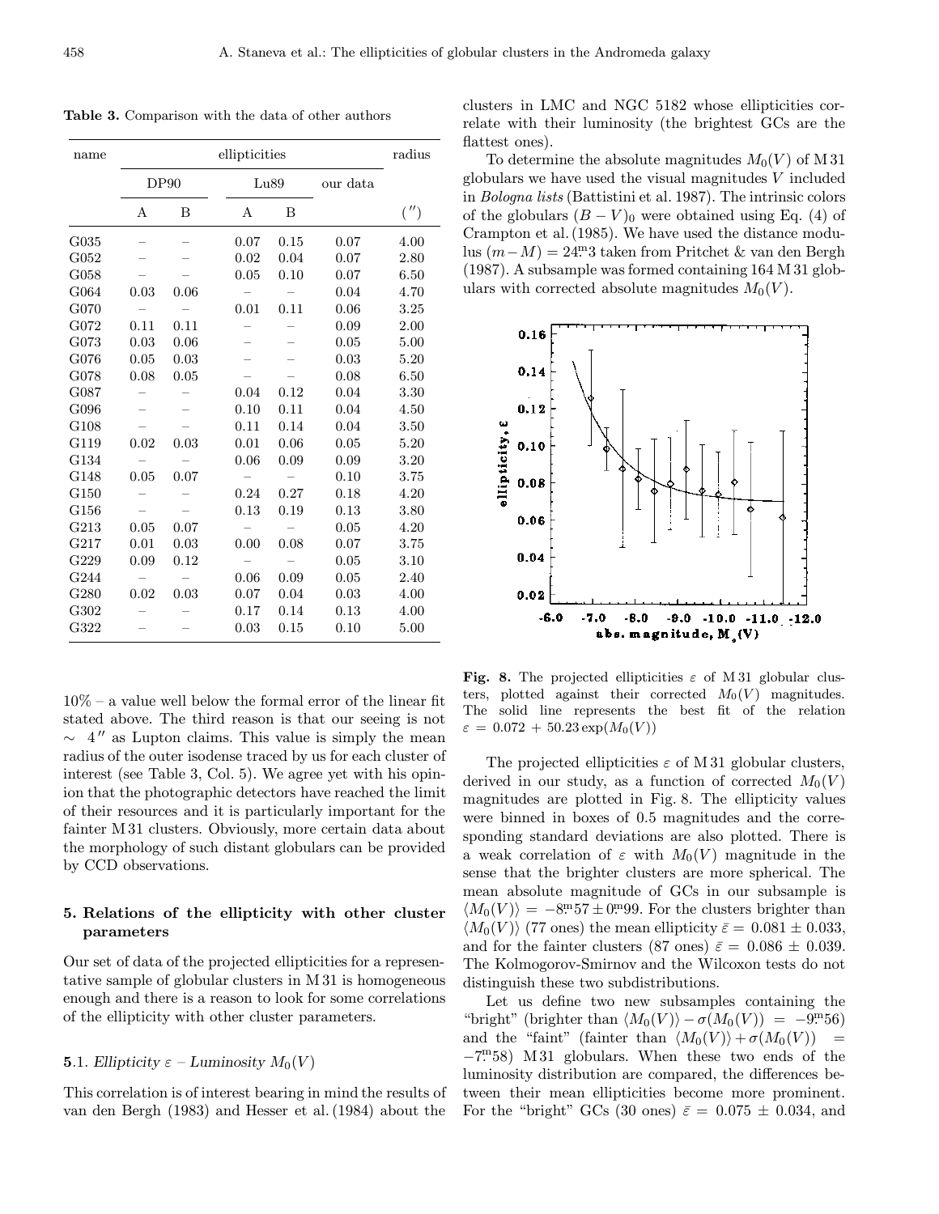**Table 3.** Comparison with the data of other authors

| name | ellipticities | | | | | radius |
|---|---|---|---|---|---|---|
| | DP90 | | Lu89 | | our data | |
| | A | B | A | B | | ($''$) |
| G035 | – | – | 0.07 | 0.15 | 0.07 | 4.00 |
| G052 | – | – | 0.02 | 0.04 | 0.07 | 2.80 |
| G058 | – | – | 0.05 | 0.10 | 0.07 | 6.50 |
| G064 | 0.03 | 0.06 | – | – | 0.04 | 4.70 |
| G070 | – | – | 0.01 | 0.11 | 0.06 | 3.25 |
| G072 | 0.11 | 0.11 | – | – | 0.09 | 2.00 |
| G073 | 0.03 | 0.06 | – | – | 0.05 | 5.00 |
| G076 | 0.05 | 0.03 | – | – | 0.03 | 5.20 |
| G078 | 0.08 | 0.05 | – | – | 0.08 | 6.50 |
| G087 | – | – | 0.04 | 0.12 | 0.04 | 3.30 |
| G096 | – | – | 0.10 | 0.11 | 0.04 | 4.50 |
| G108 | – | – | 0.11 | 0.14 | 0.04 | 3.50 |
| G119 | 0.02 | 0.03 | 0.01 | 0.06 | 0.05 | 5.20 |
| G134 | – | – | 0.06 | 0.09 | 0.09 | 3.20 |
| G148 | 0.05 | 0.07 | – | – | 0.10 | 3.75 |
| G150 | – | – | 0.24 | 0.27 | 0.18 | 4.20 |
| G156 | – | – | 0.13 | 0.19 | 0.13 | 3.80 |
| G213 | 0.05 | 0.07 | – | – | 0.05 | 4.20 |
| G217 | 0.01 | 0.03 | 0.00 | 0.08 | 0.07 | 3.75 |
| G229 | 0.09 | 0.12 | – | – | 0.05 | 3.10 |
| G244 | – | – | 0.06 | 0.09 | 0.05 | 2.40 |
| G280 | 0.02 | 0.03 | 0.07 | 0.04 | 0.03 | 4.00 |
| G302 | – | – | 0.17 | 0.14 | 0.13 | 4.00 |
| G322 | – | – | 0.03 | 0.15 | 0.10 | 5.00 |

10% – a value well below the formal error of the linear fit stated above. The third reason is that our seeing is not $\sim 4''$ as Lupton claims. This value is simply the mean radius of the outer isodense traced by us for each cluster of interest (see Table 3, Col. 5). We agree yet with his opinion that the photographic detectors have reached the limit of their resources and it is particularly important for the fainter M 31 clusters. Obviously, more certain data about the morphology of such distant globulars can be provided by CCD observations.

## 5. Relations of the ellipticity with other cluster parameters

Our set of data of the projected ellipticities for a representative sample of globular clusters in M 31 is homogeneous enough and there is a reason to look for some correlations of the ellipticity with other cluster parameters.

### **5**.1. *Ellipticity $\varepsilon$ – Luminosity $M_0(V)$*

This correlation is of interest bearing in mind the results of van den Bergh (1983) and Hesser et al. (1984) about the clusters in LMC and NGC 5182 whose ellipticities correlate with their luminosity (the brightest GCs are the flattest ones).

To determine the absolute magnitudes $M_0(V)$ of M 31 globulars we have used the visual magnitudes $V$ included in *Bologna lists* (Battistini et al. 1987). The intrinsic colors of the globulars $(B-V)_0$ were obtained using Eq. (4) of Crampton et al. (1985). We have used the distance modulus $(m-M) = 24\overset{\mathrm{m}}{.}3$ taken from Pritchet & van den Bergh (1987). A subsample was formed containing 164 M 31 globulars with corrected absolute magnitudes $M_0(V)$.

**Fig. 8.** The projected ellipticities $\varepsilon$ of M 31 globular clusters, plotted against their corrected $M_0(V)$ magnitudes. The solid line represents the best fit of the relation $\varepsilon = 0.072 + 50.23\exp(M_0(V))$

The projected ellipticities $\varepsilon$ of M 31 globular clusters, derived in our study, as a function of corrected $M_0(V)$ magnitudes are plotted in Fig. 8. The ellipticity values were binned in boxes of 0.5 magnitudes and the corresponding standard deviations are also plotted. There is a weak correlation of $\varepsilon$ with $M_0(V)$ magnitude in the sense that the brighter clusters are more spherical. The mean absolute magnitude of GCs in our subsample is $\langle M_0(V)\rangle = -8\overset{\mathrm{m}}{.}57 \pm 0\overset{\mathrm{m}}{.}99$. For the clusters brighter than $\langle M_0(V)\rangle$ (77 ones) the mean ellipticity $\bar{\varepsilon} = 0.081 \pm 0.033$, and for the fainter clusters (87 ones) $\bar{\varepsilon} = 0.086 \pm 0.039$. The Kolmogorov-Smirnov and the Wilcoxon tests do not distinguish these two subdistributions.

Let us define two new subsamples containing the "bright" (brighter than $\langle M_0(V)\rangle - \sigma(M_0(V)) = -9\overset{\mathrm{m}}{.}56$) and the "faint" (fainter than $\langle M_0(V)\rangle + \sigma(M_0(V)) = -7\overset{\mathrm{m}}{.}58$) M 31 globulars. When these two ends of the luminosity distribution are compared, the differences between their mean ellipticities become more prominent. For the "bright" GCs (30 ones) $\bar{\varepsilon} = 0.075 \pm 0.034$, and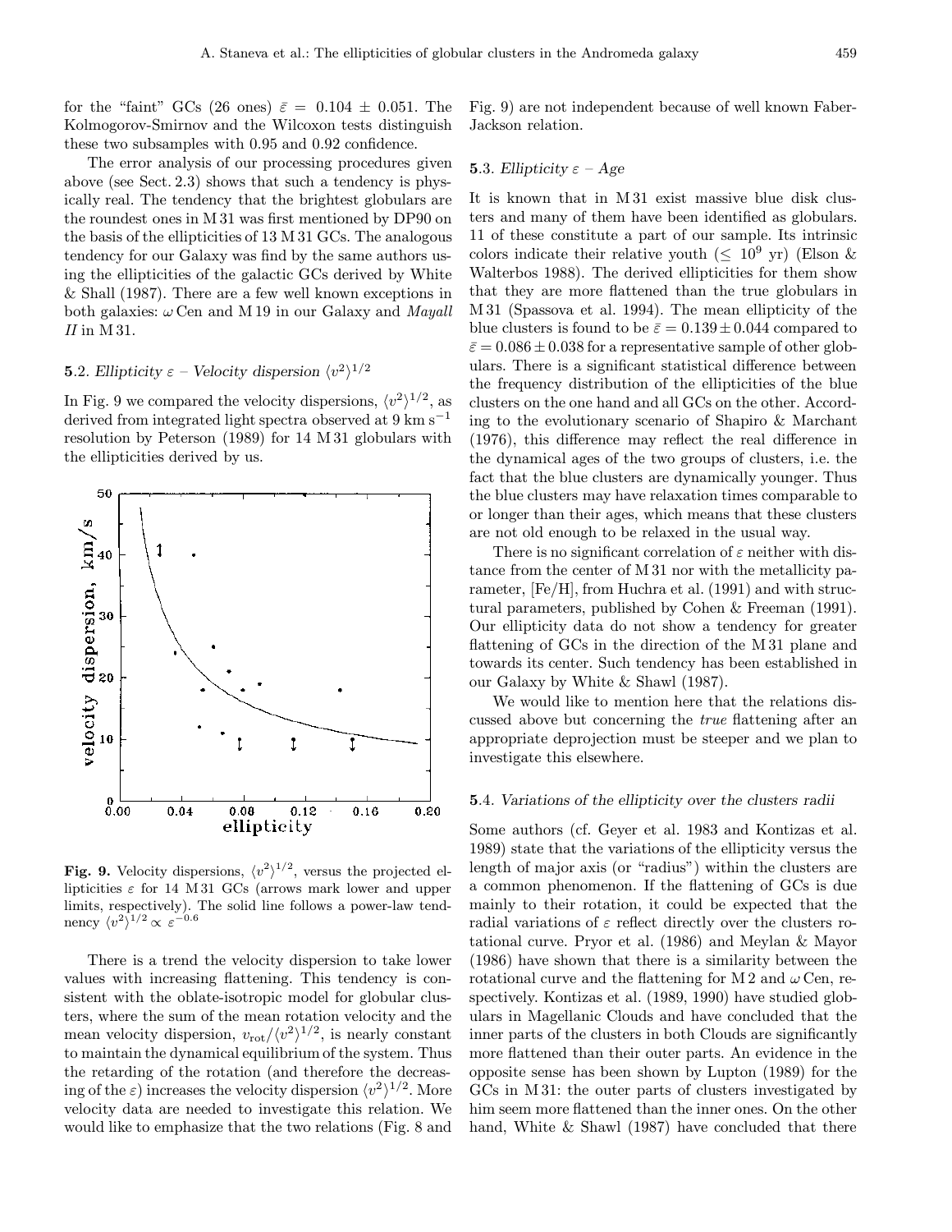for the "faint" GCs (26 ones) $\bar{\varepsilon} = 0.104 \pm 0.051$. The Kolmogorov-Smirnov and the Wilcoxon tests distinguish these two subsamples with 0.95 and 0.92 confidence.

The error analysis of our processing procedures given above (see Sect. 2.3) shows that such a tendency is physically real. The tendency that the brightest globulars are the roundest ones in M 31 was first mentioned by DP90 on the basis of the ellipticities of 13 M 31 GCs. The analogous tendency for our Galaxy was find by the same authors using the ellipticities of the galactic GCs derived by White & Shall (1987). There are a few well known exceptions in both galaxies: $\omega$ Cen and M 19 in our Galaxy and *Mayall II* in M 31.

### 5.2. *Ellipticity $\varepsilon$ – Velocity dispersion $\langle v^2 \rangle^{1/2}$*

In Fig. 9 we compared the velocity dispersions, $\langle v^2 \rangle^{1/2}$, as derived from integrated light spectra observed at 9 km s$^{-1}$ resolution by Peterson (1989) for 14 M 31 globulars with the ellipticities derived by us.

**Fig. 9.** Velocity dispersions, $\langle v^2 \rangle^{1/2}$, versus the projected ellipticities $\varepsilon$ for 14 M 31 GCs (arrows mark lower and upper limits, respectively). The solid line follows a power-law tendnency $\langle v^2 \rangle^{1/2} \propto \varepsilon^{-0.6}$

There is a trend the velocity dispersion to take lower values with increasing flattening. This tendency is consistent with the oblate-isotropic model for globular clusters, where the sum of the mean rotation velocity and the mean velocity dispersion, $v_{\rm rot}/\langle v^2 \rangle^{1/2}$, is nearly constant to maintain the dynamical equilibrium of the system. Thus the retarding of the rotation (and therefore the decreasing of the $\varepsilon$) increases the velocity dispersion $\langle v^2 \rangle^{1/2}$. More velocity data are needed to investigate this relation. We would like to emphasize that the two relations (Fig. 8 and Fig. 9) are not independent because of well known Faber-Jackson relation.

### 5.3. *Ellipticity $\varepsilon$ – Age*

It is known that in M 31 exist massive blue disk clusters and many of them have been identified as globulars. 11 of these constitute a part of our sample. Its intrinsic colors indicate their relative youth ($\leq 10^9$ yr) (Elson & Walterbos 1988). The derived ellipticities for them show that they are more flattened than the true globulars in M 31 (Spassova et al. 1994). The mean ellipticity of the blue clusters is found to be $\bar{\varepsilon} = 0.139 \pm 0.044$ compared to $\bar{\varepsilon} = 0.086 \pm 0.038$ for a representative sample of other globulars. There is a significant statistical difference between the frequency distribution of the ellipticities of the blue clusters on the one hand and all GCs on the other. According to the evolutionary scenario of Shapiro & Marchant (1976), this difference may reflect the real difference in the dynamical ages of the two groups of clusters, i.e. the fact that the blue clusters are dynamically younger. Thus the blue clusters may have relaxation times comparable to or longer than their ages, which means that these clusters are not old enough to be relaxed in the usual way.

There is no significant correlation of $\varepsilon$ neither with distance from the center of M 31 nor with the metallicity parameter, [Fe/H], from Huchra et al. (1991) and with structural parameters, published by Cohen & Freeman (1991). Our ellipticity data do not show a tendency for greater flattening of GCs in the direction of the M 31 plane and towards its center. Such tendency has been established in our Galaxy by White & Shawl (1987).

We would like to mention here that the relations discussed above but concerning the *true* flattening after an appropriate deprojection must be steeper and we plan to investigate this elsewhere.

### 5.4. *Variations of the ellipticity over the clusters radii*

Some authors (cf. Geyer et al. 1983 and Kontizas et al. 1989) state that the variations of the ellipticity versus the length of major axis (or "radius") within the clusters are a common phenomenon. If the flattening of GCs is due mainly to their rotation, it could be expected that the radial variations of $\varepsilon$ reflect directly over the clusters rotational curve. Pryor et al. (1986) and Meylan & Mayor (1986) have shown that there is a similarity between the rotational curve and the flattening for M 2 and $\omega$ Cen, respectively. Kontizas et al. (1989, 1990) have studied globulars in Magellanic Clouds and have concluded that the inner parts of the clusters in both Clouds are significantly more flattened than their outer parts. An evidence in the opposite sense has been shown by Lupton (1989) for the GCs in M 31: the outer parts of clusters investigated by him seem more flattened than the inner ones. On the other hand, White & Shawl (1987) have concluded that there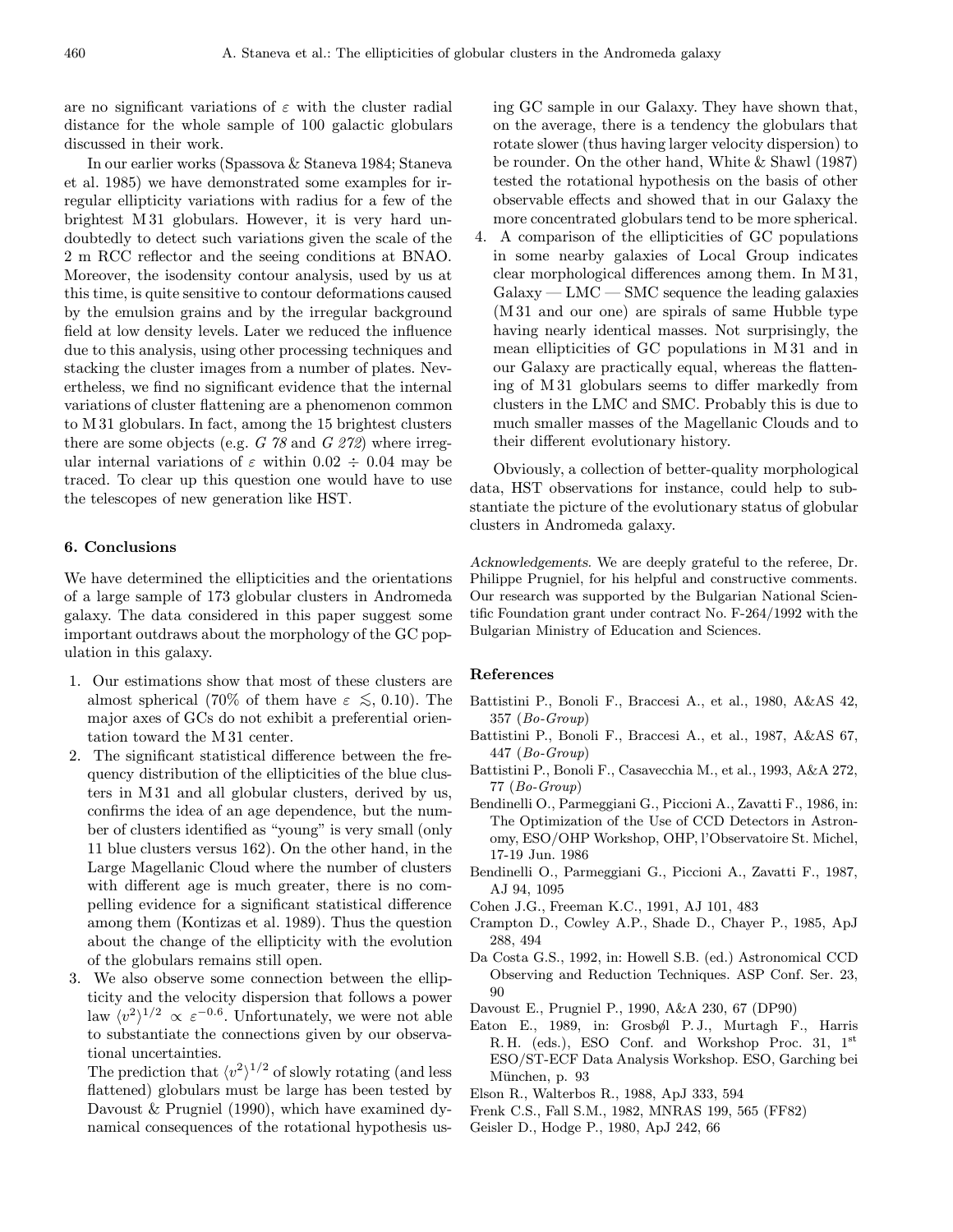are no significant variations of $\varepsilon$ with the cluster radial distance for the whole sample of 100 galactic globulars discussed in their work.

In our earlier works (Spassova & Staneva 1984; Staneva et al. 1985) we have demonstrated some examples for irregular ellipticity variations with radius for a few of the brightest M 31 globulars. However, it is very hard undoubtedly to detect such variations given the scale of the 2 m RCC reflector and the seeing conditions at BNAO. Moreover, the isodensity contour analysis, used by us at this time, is quite sensitive to contour deformations caused by the emulsion grains and by the irregular background field at low density levels. Later we reduced the influence due to this analysis, using other processing techniques and stacking the cluster images from a number of plates. Nevertheless, we find no significant evidence that the internal variations of cluster flattening are a phenomenon common to M 31 globulars. In fact, among the 15 brightest clusters there are some objects (e.g. *G 78* and *G 272*) where irregular internal variations of $\varepsilon$ within $0.02 \div 0.04$ may be traced. To clear up this question one would have to use the telescopes of new generation like HST.

## 6. Conclusions

We have determined the ellipticities and the orientations of a large sample of 173 globular clusters in Andromeda galaxy. The data considered in this paper suggest some important outdraws about the morphology of the GC population in this galaxy.

1. Our estimations show that most of these clusters are almost spherical (70% of them have $\varepsilon \lesssim 0.10$). The major axes of GCs do not exhibit a preferential orientation toward the M 31 center.
2. The significant statistical difference between the frequency distribution of the ellipticities of the blue clusters in M 31 and all globular clusters, derived by us, confirms the idea of an age dependence, but the number of clusters identified as "young" is very small (only 11 blue clusters versus 162). On the other hand, in the Large Magellanic Cloud where the number of clusters with different age is much greater, there is no compelling evidence for a significant statistical difference among them (Kontizas et al. 1989). Thus the question about the change of the ellipticity with the evolution of the globulars remains still open.
3. We also observe some connection between the ellipticity and the velocity dispersion that follows a power law $\langle v^2 \rangle^{1/2} \propto \varepsilon^{-0.6}$. Unfortunately, we were not able to substantiate the connections given by our observational uncertainties.

   The prediction that $\langle v^2 \rangle^{1/2}$ of slowly rotating (and less flattened) globulars must be large has been tested by Davoust & Prugniel (1990), which have examined dynamical consequences of the rotational hypothesis using GC sample in our Galaxy. They have shown that, on the average, there is a tendency the globulars that rotate slower (thus having larger velocity dispersion) to be rounder. On the other hand, White & Shawl (1987) tested the rotational hypothesis on the basis of other observable effects and showed that in our Galaxy the more concentrated globulars tend to be more spherical.
4. A comparison of the ellipticities of GC populations in some nearby galaxies of Local Group indicates clear morphological differences among them. In M 31, Galaxy — LMC — SMC sequence the leading galaxies (M 31 and our one) are spirals of same Hubble type having nearly identical masses. Not surprisingly, the mean ellipticities of GC populations in M 31 and in our Galaxy are practically equal, whereas the flattening of M 31 globulars seems to differ markedly from clusters in the LMC and SMC. Probably this is due to much smaller masses of the Magellanic Clouds and to their different evolutionary history.

Obviously, a collection of better-quality morphological data, HST observations for instance, could help to substantiate the picture of the evolutionary status of globular clusters in Andromeda galaxy.

*Acknowledgements.* We are deeply grateful to the referee, Dr. Philippe Prugniel, for his helpful and constructive comments. Our research was supported by the Bulgarian National Scientific Foundation grant under contract No. F-264/1992 with the Bulgarian Ministry of Education and Sciences.

## References

Battistini P., Bonoli F., Braccesi A., et al., 1980, A&AS 42, 357 (*Bo-Group*)

Battistini P., Bonoli F., Braccesi A., et al., 1987, A&AS 67, 447 (*Bo-Group*)

Battistini P., Bonoli F., Casavecchia M., et al., 1993, A&A 272, 77 (*Bo-Group*)

Bendinelli O., Parmeggiani G., Piccioni A., Zavatti F., 1986, in: The Optimization of the Use of CCD Detectors in Astronomy, ESO/OHP Workshop, OHP, l'Observatoire St. Michel, 17-19 Jun. 1986

Bendinelli O., Parmeggiani G., Piccioni A., Zavatti F., 1987, AJ 94, 1095

Cohen J.G., Freeman K.C., 1991, AJ 101, 483

Crampton D., Cowley A.P., Shade D., Chayer P., 1985, ApJ 288, 494

Da Costa G.S., 1992, in: Howell S.B. (ed.) Astronomical CCD Observing and Reduction Techniques. ASP Conf. Ser. 23, 90

Davoust E., Prugniel P., 1990, A&A 230, 67 (DP90)

Eaton E., 1989, in: Grosbøl P.J., Murtagh F., Harris R.H. (eds.), ESO Conf. and Workshop Proc. 31, 1st ESO/ST-ECF Data Analysis Workshop. ESO, Garching bei München, p. 93

Elson R., Walterbos R., 1988, ApJ 333, 594

Frenk C.S., Fall S.M., 1982, MNRAS 199, 565 (FF82)

Geisler D., Hodge P., 1980, ApJ 242, 66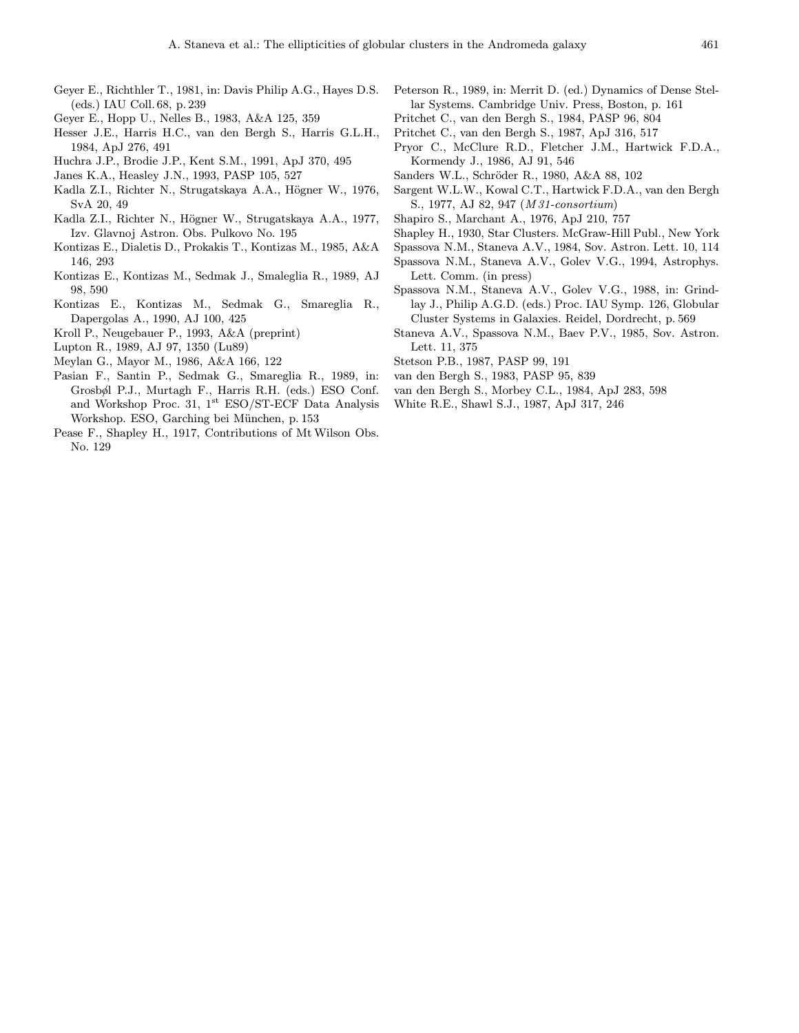Geyer E., Richthler T., 1981, in: Davis Philip A.G., Hayes D.S. (eds.) IAU Coll. 68, p. 239

Geyer E., Hopp U., Nelles B., 1983, A&A 125, 359

Hesser J.E., Harris H.C., van den Bergh S., Harris G.L.H., 1984, ApJ 276, 491

Huchra J.P., Brodie J.P., Kent S.M., 1991, ApJ 370, 495

Janes K.A., Heasley J.N., 1993, PASP 105, 527

Kadla Z.I., Richter N., Strugatskaya A.A., Högner W., 1976, SvA 20, 49

Kadla Z.I., Richter N., Högner W., Strugatskaya A.A., 1977, Izv. Glavnoj Astron. Obs. Pulkovo No. 195

Kontizas E., Dialetis D., Prokakis T., Kontizas M., 1985, A&A 146, 293

Kontizas E., Kontizas M., Sedmak J., Smaleglia R., 1989, AJ 98, 590

Kontizas E., Kontizas M., Sedmak G., Smareglia R., Dapergolas A., 1990, AJ 100, 425

Kroll P., Neugebauer P., 1993, A&A (preprint)

Lupton R., 1989, AJ 97, 1350 (Lu89)

Meylan G., Mayor M., 1986, A&A 166, 122

Pasian F., Santin P., Sedmak G., Smareglia R., 1989, in: Grosbøl P.J., Murtagh F., Harris R.H. (eds.) ESO Conf. and Workshop Proc. 31, 1st ESO/ST-ECF Data Analysis Workshop. ESO, Garching bei München, p. 153

Pease F., Shapley H., 1917, Contributions of Mt Wilson Obs. No. 129

Peterson R., 1989, in: Merrit D. (ed.) Dynamics of Dense Stellar Systems. Cambridge Univ. Press, Boston, p. 161

Pritchet C., van den Bergh S., 1984, PASP 96, 804

Pritchet C., van den Bergh S., 1987, ApJ 316, 517

Pryor C., McClure R.D., Fletcher J.M., Hartwick F.D.A., Kormendy J., 1986, AJ 91, 546

Sanders W.L., Schröder R., 1980, A&A 88, 102

Sargent W.L.W., Kowal C.T., Hartwick F.D.A., van den Bergh S., 1977, AJ 82, 947 (*M 31-consortium*)

Shapiro S., Marchant A., 1976, ApJ 210, 757

Shapley H., 1930, Star Clusters. McGraw-Hill Publ., New York

Spassova N.M., Staneva A.V., 1984, Sov. Astron. Lett. 10, 114

Spassova N.M., Staneva A.V., Golev V.G., 1994, Astrophys. Lett. Comm. (in press)

Spassova N.M., Staneva A.V., Golev V.G., 1988, in: Grindlay J., Philip A.G.D. (eds.) Proc. IAU Symp. 126, Globular Cluster Systems in Galaxies. Reidel, Dordrecht, p. 569

Staneva A.V., Spassova N.M., Baev P.V., 1985, Sov. Astron. Lett. 11, 375

Stetson P.B., 1987, PASP 99, 191

van den Bergh S., 1983, PASP 95, 839

van den Bergh S., Morbey C.L., 1984, ApJ 283, 598

White R.E., Shawl S.J., 1987, ApJ 317, 246